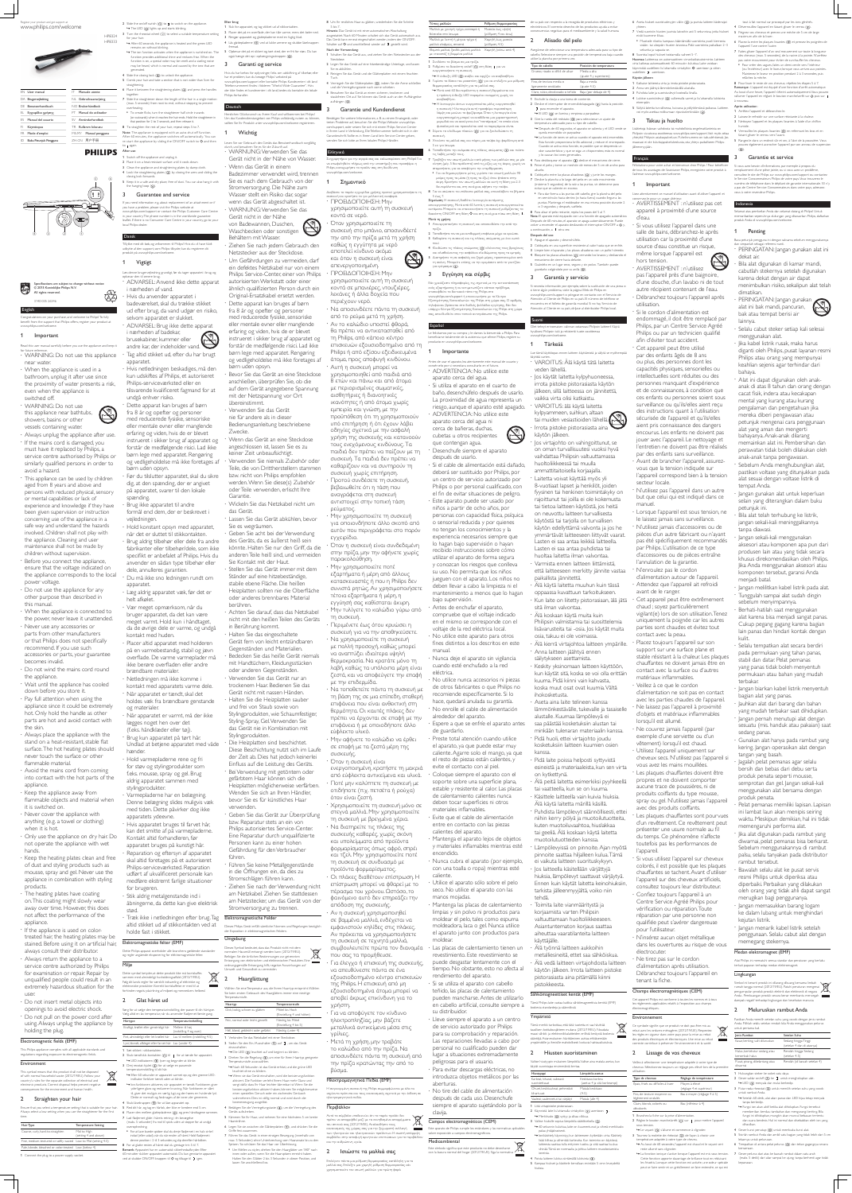Register your product and get support at
www.philips.com/welcome

| | | | |
|---|---|---|---|
| EN | User manual | IT | Manuale utente |
| DA | Brugervejledning | NL | Gebruiksaanwijzing |
| DE | Benutzerhandbuch | NO | Brukerhåndbok |
| EL | Εγχειρίδιο χρήσης | PT | Manual do utilizador |
| ES | Manual del usuario | SV | Användarhandbok |
| FI | Käyttöopas | TR | Kullanım kılavuzu |
| FR | Mode d'emploi | MS-MY | Manual pengguna |
| ID | Buku Petunjuk Pengguna | ZH-CN | 用户手册 |

PHILIPS

Specifications are subject to change without notice
© 2016 Koninklijke Philips N.V.
All rights reserved.

## English

Congratulations on your purchase, and welcome to Philips! To fully benefit from the support that Philips offers, register your product at www.philips.com/welcome.

### 1 Important

Read this user manual carefully before you use the appliance and keep it for future reference.

- WARNING: Do not use this appliance near water.
- When the appliance is used in a bathroom, unplug it after use since the proximity of water presents a risk, even when the appliance is switched off.
- WARNING: Do not use this appliance near bathtubs, showers, basins or other vessels containing water.
- Always unplug the appliance after use.
- If the mains cord is damaged, you must have it replaced by Philips, a service centre authorized by Philips or similarly qualified persons in order to avoid a hazard.
- This appliance can be used by children aged from 8 years and above and persons with reduced physical, sensory or mental capabilities or lack of experience and knowledge if they have been given supervision or instruction concerning use of the appliance in a safe way and understand the hazards involved. Children shall not play with the appliance. Cleaning and user maintenance shall not be made by children without supervision.
- Before you connect the appliance, ensure that the voltage indicated on the appliance corresponds to the local power voltage.
- Do not use the appliance for any other purpose than described in this manual.
- When the appliance is connected to the power, never leave it unattended.
- Never use any accessories or parts from other manufacturers or that Philips does not specifically recommend. If you use such accessories or parts, your guarantee becomes invalid.
- Do not wind the mains cord round the appliance.
- Wait until the appliance has cooled down before you store it.
- Pay full attention when using the appliance since it could be extremely hot. Only hold the handle as other parts are hot and avoid contact with the skin.
- Always place the appliance with the stand on a heat-resistant, stable flat surface. The hot heating plates should never touch the surface or other flammable material.
- Avoid the mains cord from coming into contact with the hot parts of the appliance.
- Keep the appliance away from flammable objects and material when it is switched on.
- Never cover the appliance with anything (e.g. a towel or clothing) when it is hot.
- Only use the appliance on dry hair. Do not operate the appliance with wet hands.
- Keep the heating plates clean and free of dust and styling products such as mousse, spray and gel. Never use the appliance in combination with styling products.
- The heating plates have coating on. This coating might slowly wear away over time. However, this does not affect the performance of the appliance.
- If the appliance is used on color-treated hair, the heating plates may be stained.
- Always return the appliance to a service centre authorized by Philips for examination or repair. Repair by unqualified people could result in an extremely hazardous situation for the user.
- Do not insert metal objects into openings to avoid electric shock.
- Do not pull on the power cord after using. Always unplug the appliance by holding the plug.

#### Electromagnetic fields (EMF)

This Philips appliance complies with all applicable standards and regulations regarding exposure to electromagnetic fields.

#### Environment

This symbol means that the product shall not be disposed of with normal household waste (2012/19/EU). Follow your country's rules for the separate collection of electrical and electronic products. Correct disposal helps prevent negative consequences for the environment and human health.

### 2 Straighten your hair

Ensure that you select a temperature setting that is suitable for your hair. Always select a low setting when you use the straightener for the first time.

| Hair Type | Temperature Setting |
|---|---|
| Coarse, curly, hard to straighten | Medium to High |
| Fine, medium textured or lightly curled | Low to Medium |
| Pale blonde, bleached or color-treated | Low |

1. Connect the plug to a power supply socket.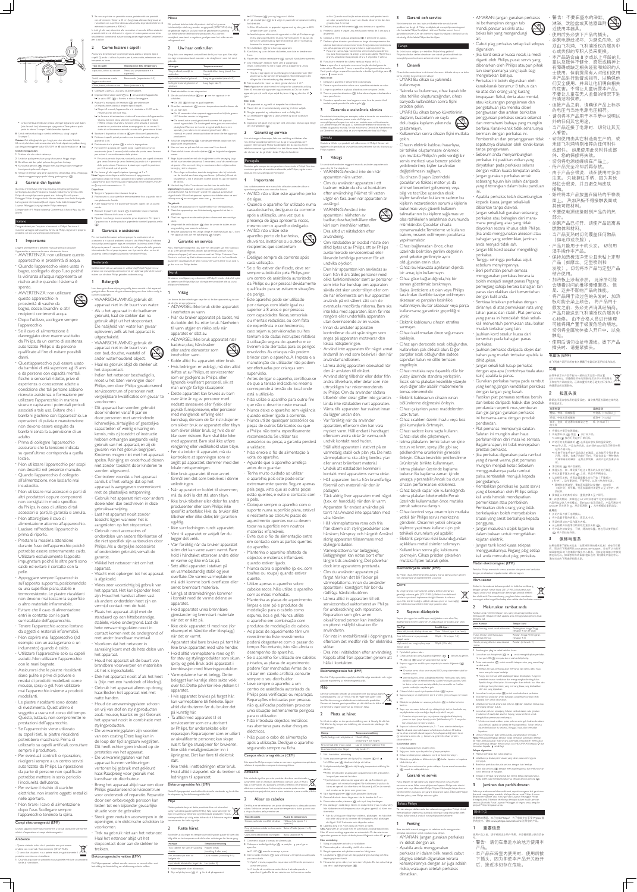## Nederlands

Gefeliciteerd met uw aankoop en welkom bij Philips! Registreer uw product op www.philips.com/welcome om optimaal gebruik te kunnen maken van de door Philips geboden ondersteuning.

### 1 Belangrijk

Lees deze gebruiksaanwijzing zorgvuldig door voordat u het apparaat gaat gebruiken. Bewaar de gebruiksaanwijzing om deze indien nodig te kunnen raadplegen.

- WAARSCHUWING: gebruik dit apparaat niet in de buurt van water.
- Als u het apparaat in de badkamer gebruikt, haal de stekker dan na gebruik altijd uit het stopcontact. De nabijheid van water kan gevaar opleveren, zelfs als het apparaat is uitgeschakeld.
- WAARSCHUWING: gebruik dit apparaat niet in de buurt van een bad, douche, wastafel of ander waterhoudend object.
- Haal na gebruik altijd de stekker uit het stopcontact.
- Indien het netsnoer beschadigd is, moet u het laten vervangen door Philips, een door Philips geautoriseerd servicecentrum of personen met vergelijkbare kwalificaties om gevaar te voorkomen.
- Dit apparaat kan worden gebruikt door kinderen vanaf 8 jaar en door personen met verminderde lichamelijke, zintuiglijke of geestelijke capaciteiten of weinig ervaring en kennis, mits zij toezicht of instructie hebben ontvangen aangaande veilig gebruik van het apparaat, en zij de gevaren van het gebruik begrijpen. Kinderen mogen niet met het apparaat spelen. Reiniging en onderhoud dienen niet zonder toezicht door kinderen te worden uitgevoerd.
- Controleer voordat u het apparaat aansluit of het voltage dat op het apparaat is aangegeven overeenkomt met de plaatselijke netspanning.
- Gebruik het apparaat niet voor andere doeleinden dan beschreven in deze gebruiksaanwijzing.
- Laat het apparaat nooit zonder toezicht liggen wanneer het is aangesloten op het stopcontact.
- Gebruik nooit accessoires of onderdelen van andere fabrikanten of die niet specifiek zijn aanbevolen door Philips. Als u dergelijke accessoires of onderdelen gebruikt, vervalt de garantie.
- Wikkel het netsnoer niet om het apparaat.
- Wacht met opbergen tot het apparaat is afgekoeld.
- Wees zeer voorzichtig bij gebruik van het apparaat. Het kan bijzonder heet zijn. Houd het handvat alleen vast als andere onderdelen heet zijn en vermijd contact met de huid.
- Plaats het apparaat altijd met de standaard op een hittebestendige, stabiele, vlakke ondergrond. Laat de hete verwarmingsplaten nooit in contact komen met de ondergrond of met ander brandbaar materiaal.
- Voorkom dat het netsnoer in aanraking komt met de hete delen van het apparaat.
- Houd het apparaat uit de buurt van brandbare voorwerpen en materialen als het is ingeschakeld.
- Dek het apparaat nooit af als het heet is (bijv. met een handdoek of kleding).
- Gebruik het apparaat alleen op droog haar. Bedien het apparaat niet met natte handen.
- Houd de verwarmingsplaten schoon en vrij van stof en stylingproducten zoals mousse, haarlak en gel. Gebruik het apparaat nooit in combinatie met stylingproducten.
- De verwarmingsplaten zijn voorzien van een coating. Deze laag kan in de loop der tijd langzaam wegslijten. Dit heeft echter geen invloed op de prestaties van het apparaat.
- De verwarmingsplaten van het apparaat kan verkleuringen vertonen bij gebruik met gekleurd haar. Raadpleeg voor gebruik met kunsthaar de distributeur.
- Breng het apparaat altijd naar een door Philips geautoriseerd servicecentrum voor onderzoek of reparatie. Reparatie door een onbevoegde persoon kan leiden tot een bijzonder gevaarlijke situatie voor de gebruiker.
- Steek geen metalen voorwerpen in de openingen, om elektrische schokken te voorkomen.
- Trek na gebruik niet aan het netsnoer. Haal het netsnoer altijd uit het stopcontact door aan de stekker te trekken.

## Norsk

Gratulerer med kjøpet og velkommen til Philips! Hvis du vil dra full nytte av støtten som Philips tilbyr, kan du registrere produktet ditt på www.philips.com/welcome.

### 1 Viktig

Les denne brukerveiledningen nøye før du bruker apparatet, og ta vare på den for senere referanse.

- ADVARSEL: Ikke bruk dette apparatet i nærheten av vann.
- Når du bruker apparatet på badet, må du koble det fra etter bruk. Nærheten til vann utgjør en risiko, selv når apparatet er slått av.
- ADVARSEL: Ikke bruk apparatet nær badekar, dusj, håndvasker eller andre elementer som inneholder vann.
- Koble alltid fra apparatet etter bruk.
- Hvis ledningen er skadet, må den alltid skiftes ut av Philips, et servicesenter som er godkjent av Philips, eller lignende kvalifisert personell, slik at man unngår farlige situasjoner.

## Português

### 1 Importante

- AVISO: não utilize este aparelho perto de água.
- AVISO: não utilize este aparelho perto de banheiras, chuveiros, lavatórios ou outros recipientes que contenham água.

## Svenska

### 1 Viktigt

- VARNING: Använd inte den här apparaten nära vatten.
- VARNING: Använd inte apparaten i närheten av badkar, duschar, behållare eller kärl som innehåller vatten.

## Türkçe

### 1 Önemli

- UYARI: Bu cihazı su yakınında kullanmayın.

## Bahasa Melayu

### 1 Penting

- AMARAN: Jangan gunakan perkakas ini dekat dengan air.

## 简体中文

### 1 重要信息